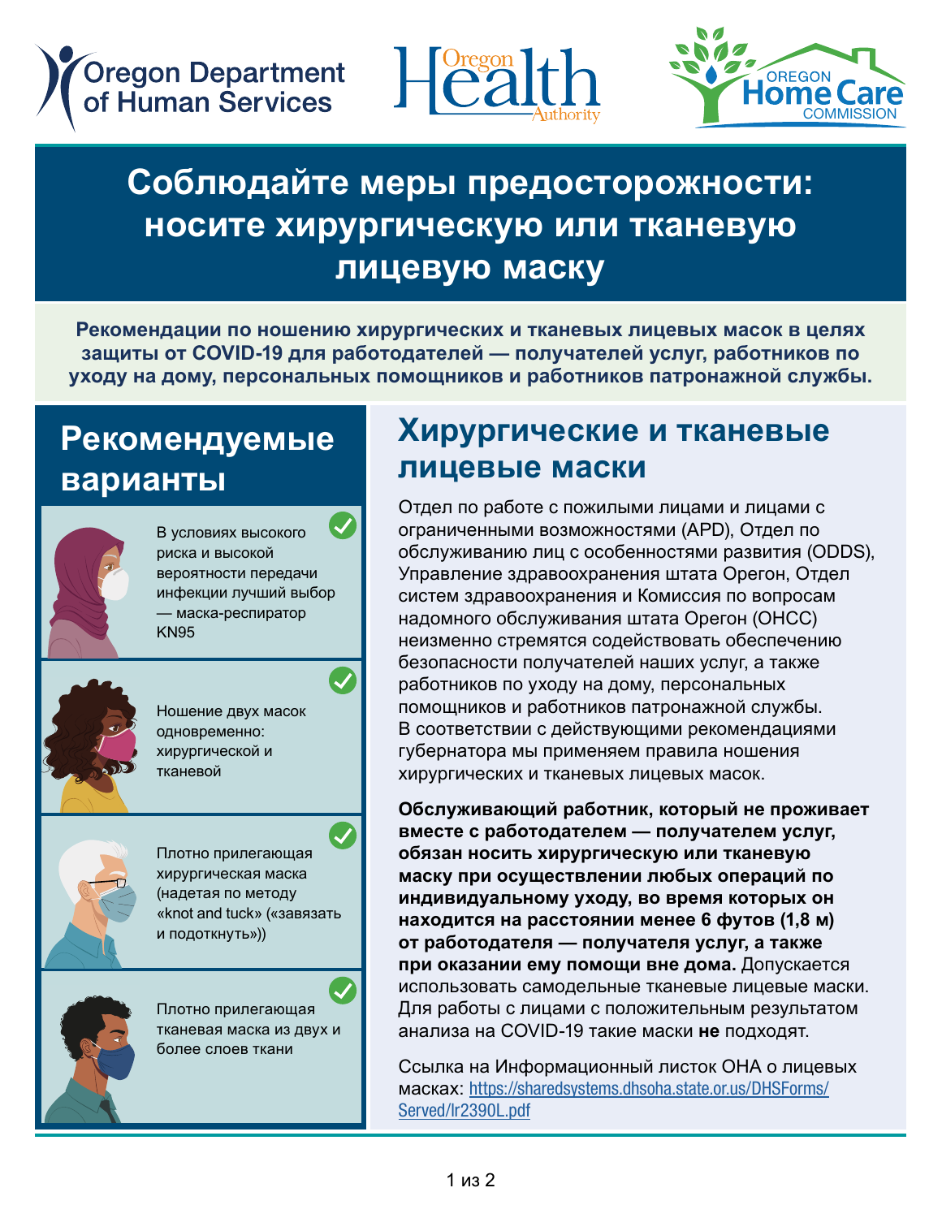Oregon Department of Human Services | Oregon Health Authority | Oregon Home Care Commission

# Соблюдайте меры предосторожности: носите хирургическую или тканевую лицевую маску

**Рекомендации по ношению хирургических и тканевых лицевых масок в целях защиты от COVID-19 для работодателей — получателей услуг, работников по уходу на дому, персональных помощников и работников патронажной службы.**

## Рекомендуемые варианты

- В условиях высокого риска и высокой вероятности передачи инфекции лучший выбор — маска-респиратор KN95
- Ношение двух масок одновременно: хирургической и тканевой
- Плотно прилегающая хирургическая маска (надетая по методу «knot and tuck» («завязать и подоткнуть»))
- Плотно прилегающая тканевая маска из двух и более слоев ткани

## Хирургические и тканевые лицевые маски

Отдел по работе с пожилыми лицами и лицами с ограниченными возможностями (APD), Отдел по обслуживанию лиц с особенностями развития (ODDS), Управление здравоохранения штата Орегон, Отдел систем здравоохранения и Комиссия по вопросам надомного обслуживания штата Орегон (OHCC) неизменно стремятся содействовать обеспечению безопасности получателей наших услуг, а также работников по уходу на дому, персональных помощников и работников патронажной службы. В соответствии с действующими рекомендациями губернатора мы применяем правила ношения хирургических и тканевых лицевых масок.

**Обслуживающий работник, который не проживает вместе с работодателем — получателем услуг, обязан носить хирургическую или тканевую маску при осуществлении любых операций по индивидуальному уходу, во время которых он находится на расстоянии менее 6 футов (1,8 м) от работодателя — получателя услуг, а также при оказании ему помощи вне дома.** Допускается использовать самодельные тканевые лицевые маски. Для работы с лицами с положительным результатом анализа на COVID-19 такие маски **не** подходят.

Ссылка на Информационный листок OHA о лицевых масках: https://sharedsystems.dhsoha.state.or.us/DHSForms/Served/lr2390L.pdf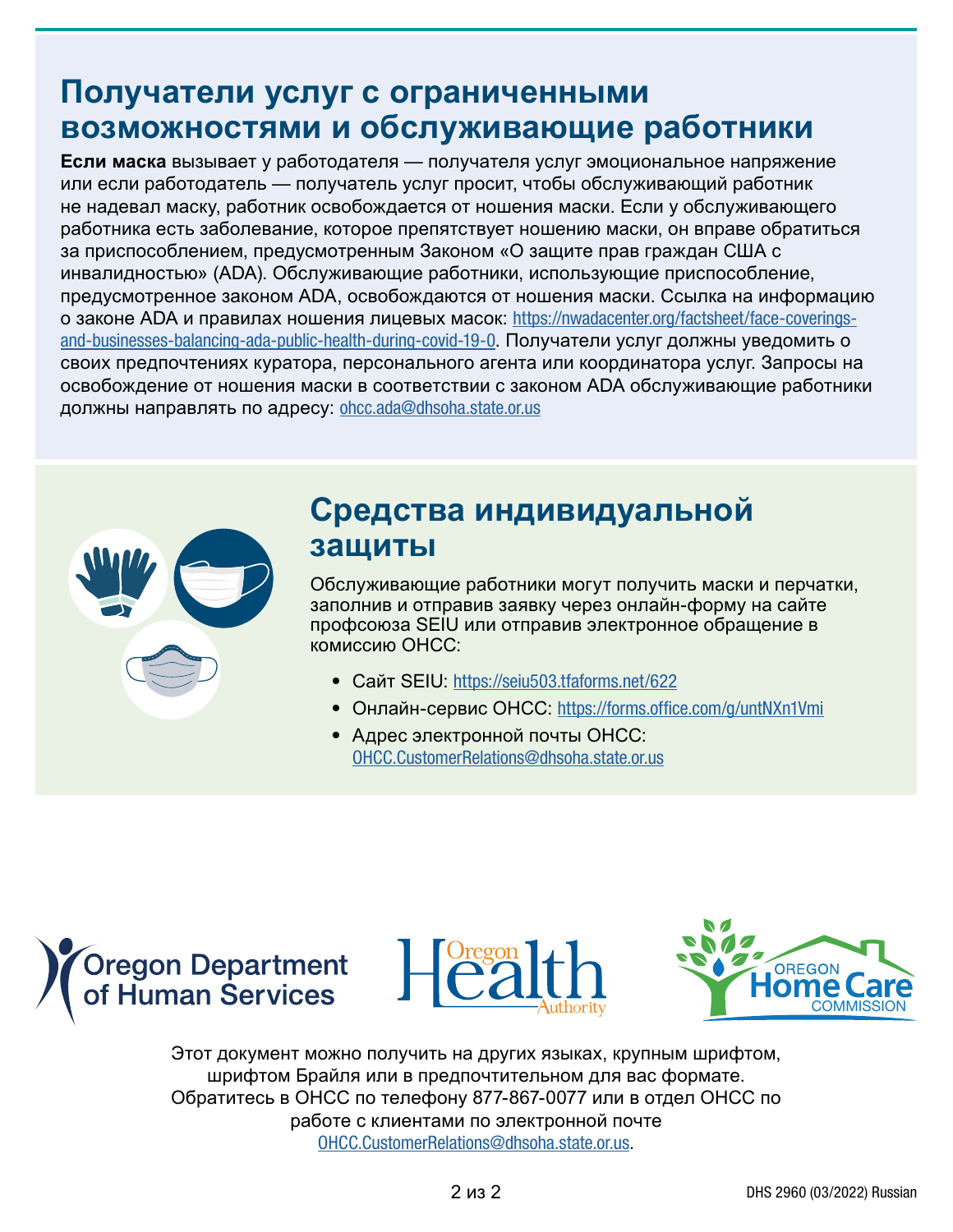## Получатели услуг с ограниченными возможностями и обслуживающие работники

**Если маска** вызывает у работодателя — получателя услуг эмоциональное напряжение или если работодатель — получатель услуг просит, чтобы обслуживающий работник не надевал маску, работник освобождается от ношения маски. Если у обслуживающего работника есть заболевание, которое препятствует ношению маски, он вправе обратиться за приспособлением, предусмотренным Законом «О защите прав граждан США с инвалидностью» (ADA). Обслуживающие работники, использующие приспособление, предусмотренное законом ADA, освобождаются от ношения маски. Ссылка на информацию о законе ADA и правилах ношения лицевых масок: https://nwadacenter.org/factsheet/face-coverings-and-businesses-balancing-ada-public-health-during-covid-19-0. Получатели услуг должны уведомить о своих предпочтениях куратора, персонального агента или координатора услуг. Запросы на освобождение от ношения маски в соответствии с законом ADA обслуживающие работники должны направлять по адресу: ohcc.ada@dhsoha.state.or.us

## Средства индивидуальной защиты

Обслуживающие работники могут получить маски и перчатки, заполнив и отправив заявку через онлайн-форму на сайте профсоюза SEIU или отправив электронное обращение в комиссию OHCC:

- Сайт SEIU: https://seiu503.tfaforms.net/622
- Онлайн-сервис OHCC: https://forms.office.com/g/untNXn1Vmi
- Адрес электронной почты OHCC: OHCC.CustomerRelations@dhsoha.state.or.us

Oregon Department of Human Services

Oregon Health Authority

Oregon Home Care Commission

Этот документ можно получить на других языках, крупным шрифтом, шрифтом Брайля или в предпочтительном для вас формате. Обратитесь в OHCC по телефону 877-867-0077 или в отдел OHCC по работе с клиентами по электронной почте OHCC.CustomerRelations@dhsoha.state.or.us.

DHS 2960 (03/2022) Russian